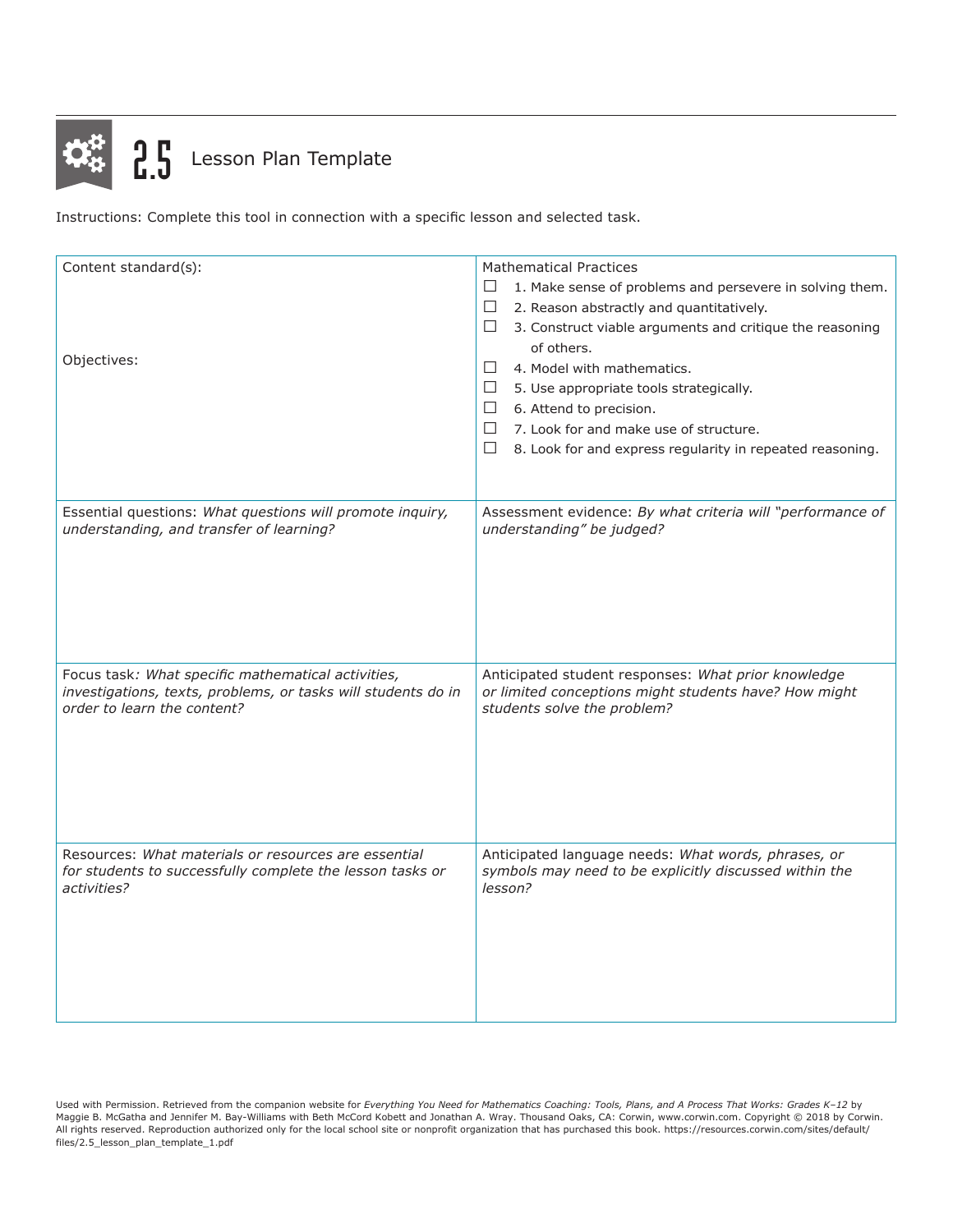# 2.5 Lesson Plan Template

Instructions: Complete this tool in connection with a specific lesson and selected task.

| | |
|---|---|
| Content standard(s):<br><br><br><br>Objectives: | Mathematical Practices<br>☐ 1. Make sense of problems and persevere in solving them.<br>☐ 2. Reason abstractly and quantitatively.<br>☐ 3. Construct viable arguments and critique the reasoning of others.<br>☐ 4. Model with mathematics.<br>☐ 5. Use appropriate tools strategically.<br>☐ 6. Attend to precision.<br>☐ 7. Look for and make use of structure.<br>☐ 8. Look for and express regularity in repeated reasoning. |
| Essential questions: *What questions will promote inquiry, understanding, and transfer of learning?* | Assessment evidence: *By what criteria will "performance of understanding" be judged?* |
| Focus task*: What specific mathematical activities, investigations, texts, problems, or tasks will students do in order to learn the content?* | Anticipated student responses: *What prior knowledge or limited conceptions might students have? How might students solve the problem?* |
| Resources: *What materials or resources are essential for students to successfully complete the lesson tasks or activities?* | Anticipated language needs: *What words, phrases, or symbols may need to be explicitly discussed within the lesson?* |

Used with Permission. Retrieved from the companion website for *Everything You Need for Mathematics Coaching: Tools, Plans, and A Process That Works: Grades K–12* by Maggie B. McGatha and Jennifer M. Bay-Williams with Beth McCord Kobett and Jonathan A. Wray. Thousand Oaks, CA: Corwin, www.corwin.com. Copyright © 2018 by Corwin. All rights reserved. Reproduction authorized only for the local school site or nonprofit organization that has purchased this book. https://resources.corwin.com/sites/default/files/2.5_lesson_plan_template_1.pdf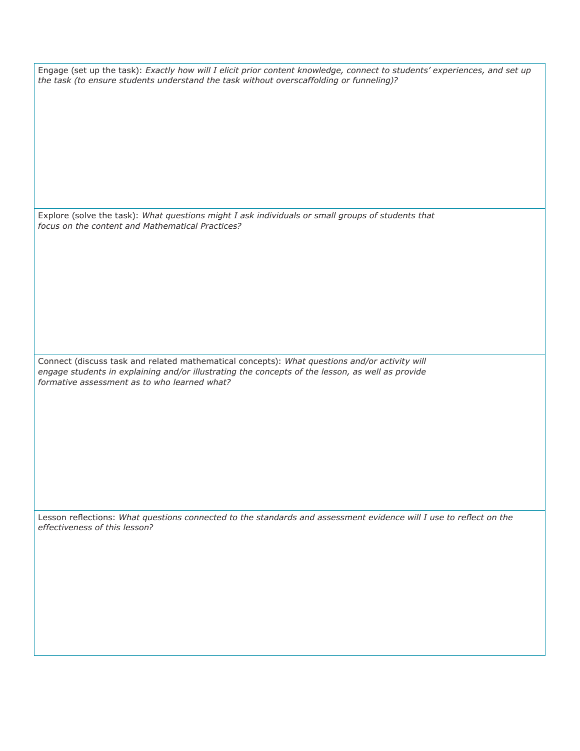Engage (set up the task): *Exactly how will I elicit prior content knowledge, connect to students' experiences, and set up the task (to ensure students understand the task without overscaffolding or funneling)?*

Explore (solve the task): *What questions might I ask individuals or small groups of students that focus on the content and Mathematical Practices?*

Connect (discuss task and related mathematical concepts): *What questions and/or activity will engage students in explaining and/or illustrating the concepts of the lesson, as well as provide formative assessment as to who learned what?*

Lesson reflections: *What questions connected to the standards and assessment evidence will I use to reflect on the effectiveness of this lesson?*